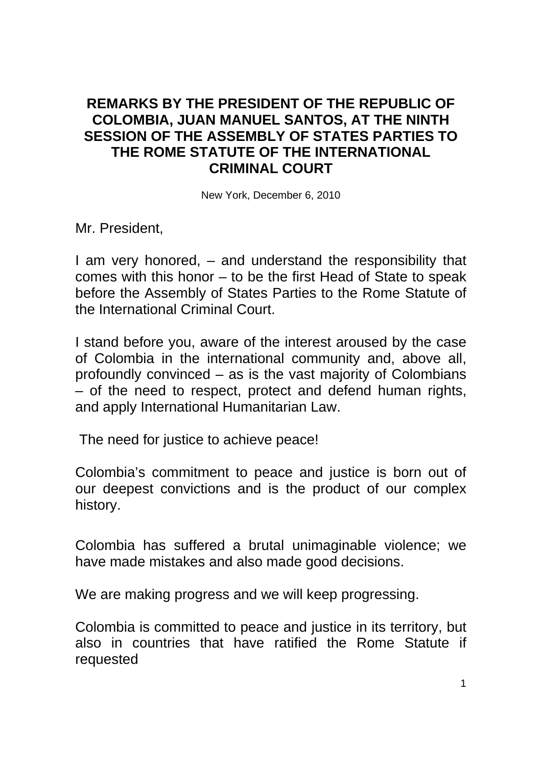# REMARKS BY THE PRESIDENT OF THE REPUBLIC OF COLOMBIA, JUAN MANUEL SANTOS, AT THE NINTH SESSION OF THE ASSEMBLY OF STATES PARTIES TO THE ROME STATUTE OF THE INTERNATIONAL CRIMINAL COURT

New York, December 6, 2010

Mr. President,

I am very honored, – and understand the responsibility that comes with this honor – to be the first Head of State to speak before the Assembly of States Parties to the Rome Statute of the International Criminal Court.

I stand before you, aware of the interest aroused by the case of Colombia in the international community and, above all, profoundly convinced – as is the vast majority of Colombians – of the need to respect, protect and defend human rights, and apply International Humanitarian Law.

The need for justice to achieve peace!

Colombia's commitment to peace and justice is born out of our deepest convictions and is the product of our complex history.

Colombia has suffered a brutal unimaginable violence; we have made mistakes and also made good decisions.

We are making progress and we will keep progressing.

Colombia is committed to peace and justice in its territory, but also in countries that have ratified the Rome Statute if requested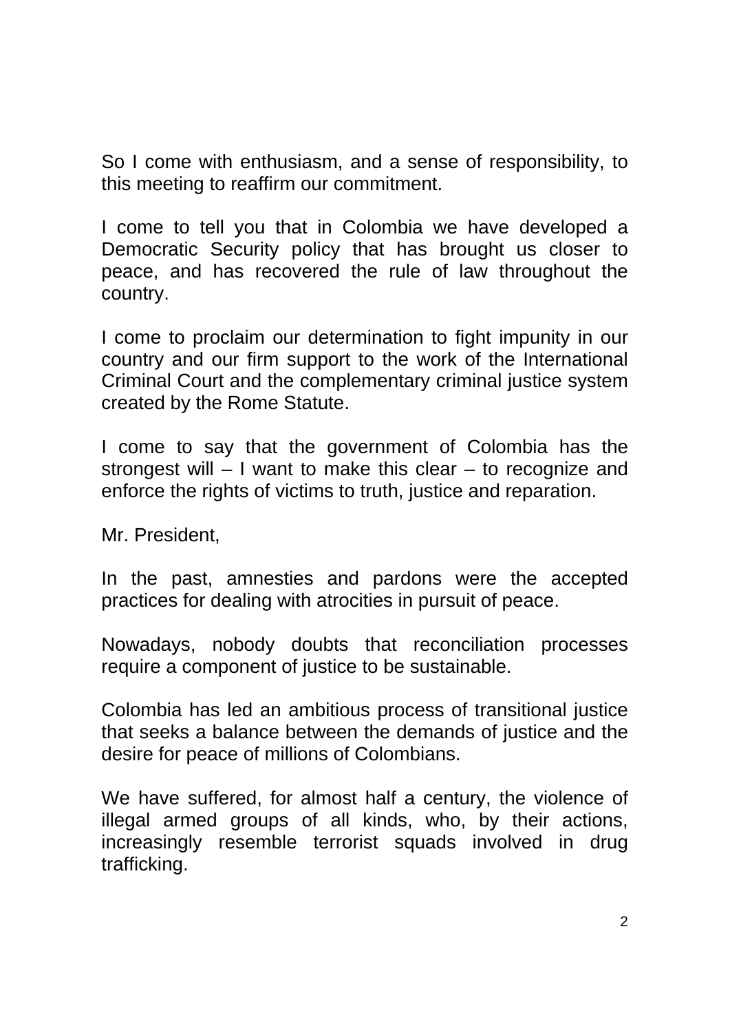So I come with enthusiasm, and a sense of responsibility, to this meeting to reaffirm our commitment.

I come to tell you that in Colombia we have developed a Democratic Security policy that has brought us closer to peace, and has recovered the rule of law throughout the country.

I come to proclaim our determination to fight impunity in our country and our firm support to the work of the International Criminal Court and the complementary criminal justice system created by the Rome Statute.

I come to say that the government of Colombia has the strongest will – I want to make this clear – to recognize and enforce the rights of victims to truth, justice and reparation.

Mr. President,

In the past, amnesties and pardons were the accepted practices for dealing with atrocities in pursuit of peace.

Nowadays, nobody doubts that reconciliation processes require a component of justice to be sustainable.

Colombia has led an ambitious process of transitional justice that seeks a balance between the demands of justice and the desire for peace of millions of Colombians.

We have suffered, for almost half a century, the violence of illegal armed groups of all kinds, who, by their actions, increasingly resemble terrorist squads involved in drug trafficking.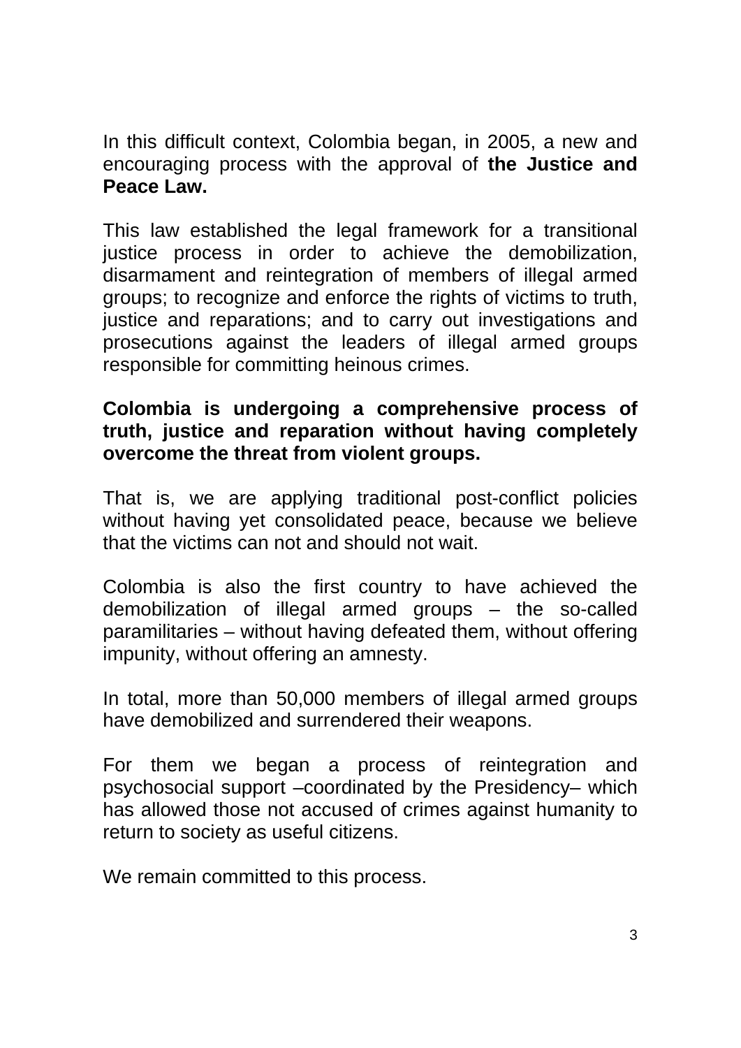In this difficult context, Colombia began, in 2005, a new and encouraging process with the approval of **the Justice and Peace Law.**

This law established the legal framework for a transitional justice process in order to achieve the demobilization, disarmament and reintegration of members of illegal armed groups; to recognize and enforce the rights of victims to truth, justice and reparations; and to carry out investigations and prosecutions against the leaders of illegal armed groups responsible for committing heinous crimes.

**Colombia is undergoing a comprehensive process of truth, justice and reparation without having completely overcome the threat from violent groups.**

That is, we are applying traditional post-conflict policies without having yet consolidated peace, because we believe that the victims can not and should not wait.

Colombia is also the first country to have achieved the demobilization of illegal armed groups – the so-called paramilitaries – without having defeated them, without offering impunity, without offering an amnesty.

In total, more than 50,000 members of illegal armed groups have demobilized and surrendered their weapons.

For them we began a process of reintegration and psychosocial support –coordinated by the Presidency– which has allowed those not accused of crimes against humanity to return to society as useful citizens.

We remain committed to this process.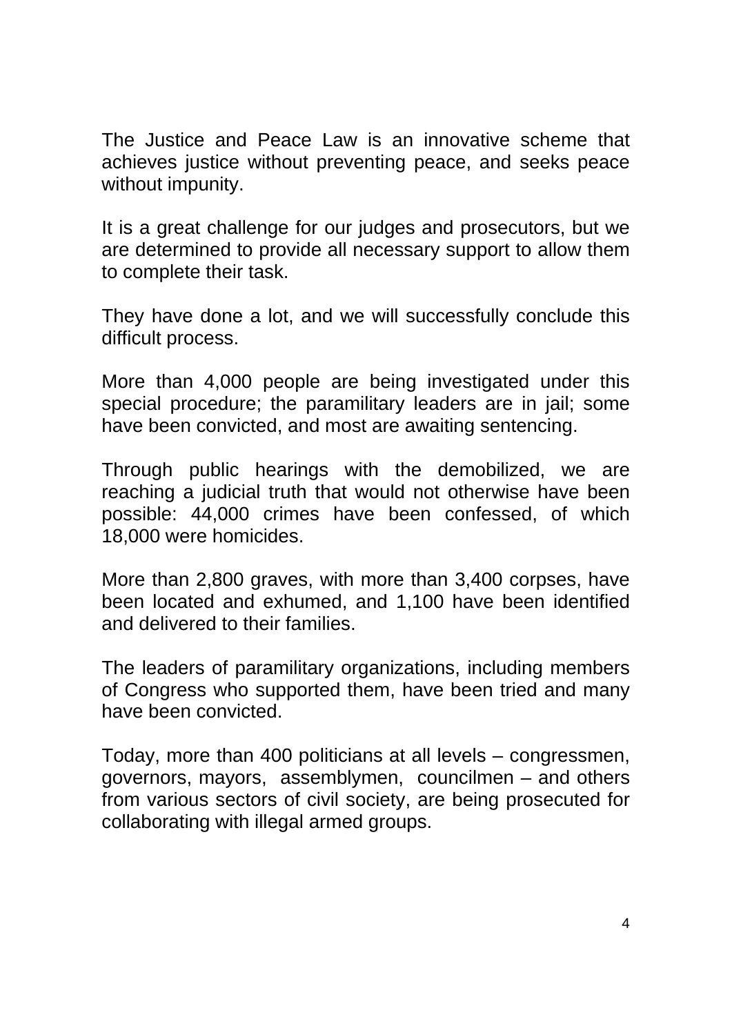The Justice and Peace Law is an innovative scheme that achieves justice without preventing peace, and seeks peace without impunity.

It is a great challenge for our judges and prosecutors, but we are determined to provide all necessary support to allow them to complete their task.

They have done a lot, and we will successfully conclude this difficult process.

More than 4,000 people are being investigated under this special procedure; the paramilitary leaders are in jail; some have been convicted, and most are awaiting sentencing.

Through public hearings with the demobilized, we are reaching a judicial truth that would not otherwise have been possible: 44,000 crimes have been confessed, of which 18,000 were homicides.

More than 2,800 graves, with more than 3,400 corpses, have been located and exhumed, and 1,100 have been identified and delivered to their families.

The leaders of paramilitary organizations, including members of Congress who supported them, have been tried and many have been convicted.

Today, more than 400 politicians at all levels – congressmen, governors, mayors, assemblymen, councilmen – and others from various sectors of civil society, are being prosecuted for collaborating with illegal armed groups.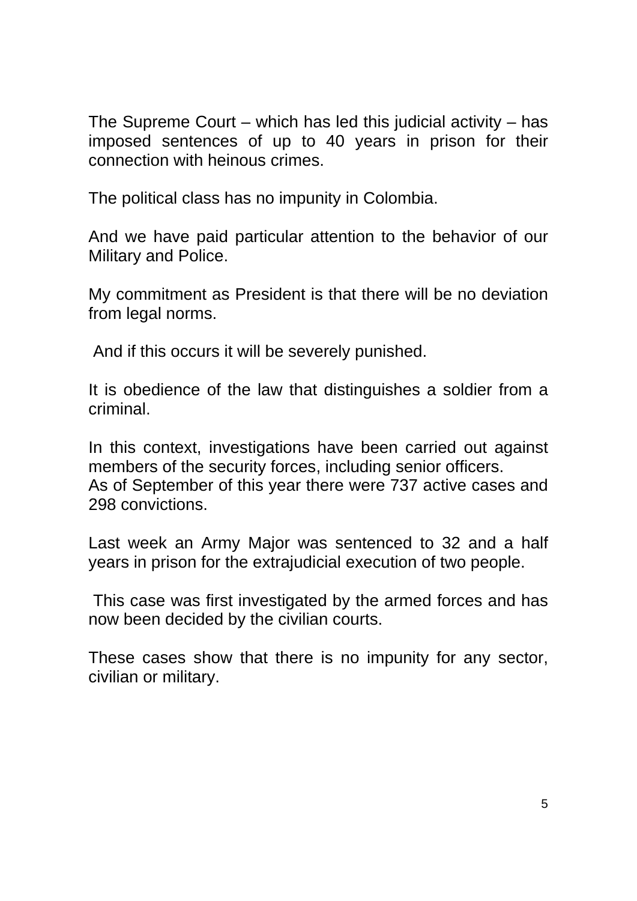The Supreme Court – which has led this judicial activity – has imposed sentences of up to 40 years in prison for their connection with heinous crimes.

The political class has no impunity in Colombia.

And we have paid particular attention to the behavior of our Military and Police.

My commitment as President is that there will be no deviation from legal norms.

And if this occurs it will be severely punished.

It is obedience of the law that distinguishes a soldier from a criminal.

In this context, investigations have been carried out against members of the security forces, including senior officers.
As of September of this year there were 737 active cases and 298 convictions.

Last week an Army Major was sentenced to 32 and a half years in prison for the extrajudicial execution of two people.

This case was first investigated by the armed forces and has now been decided by the civilian courts.

These cases show that there is no impunity for any sector, civilian or military.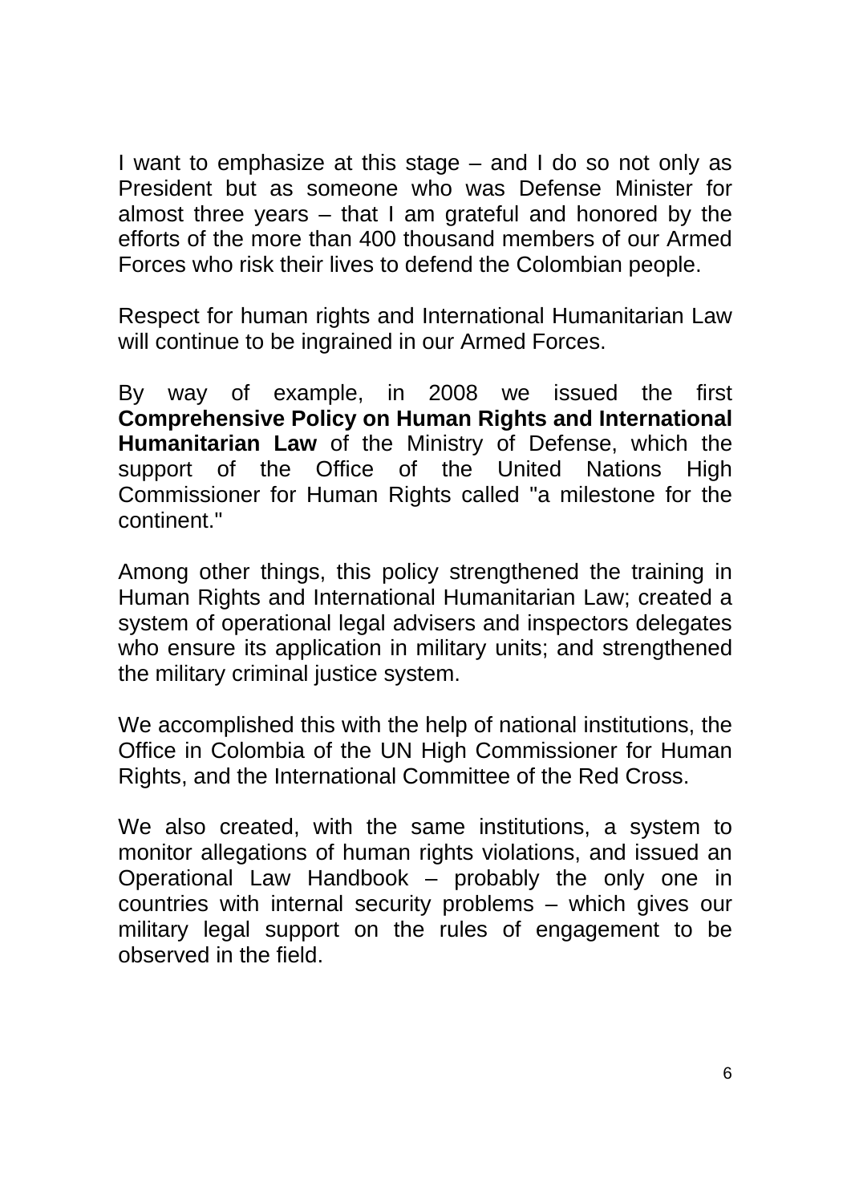I want to emphasize at this stage – and I do so not only as President but as someone who was Defense Minister for almost three years – that I am grateful and honored by the efforts of the more than 400 thousand members of our Armed Forces who risk their lives to defend the Colombian people.

Respect for human rights and International Humanitarian Law will continue to be ingrained in our Armed Forces.

By way of example, in 2008 we issued the first **Comprehensive Policy on Human Rights and International Humanitarian Law** of the Ministry of Defense, which the support of the Office of the United Nations High Commissioner for Human Rights called "a milestone for the continent."

Among other things, this policy strengthened the training in Human Rights and International Humanitarian Law; created a system of operational legal advisers and inspectors delegates who ensure its application in military units; and strengthened the military criminal justice system.

We accomplished this with the help of national institutions, the Office in Colombia of the UN High Commissioner for Human Rights, and the International Committee of the Red Cross.

We also created, with the same institutions, a system to monitor allegations of human rights violations, and issued an Operational Law Handbook – probably the only one in countries with internal security problems – which gives our military legal support on the rules of engagement to be observed in the field.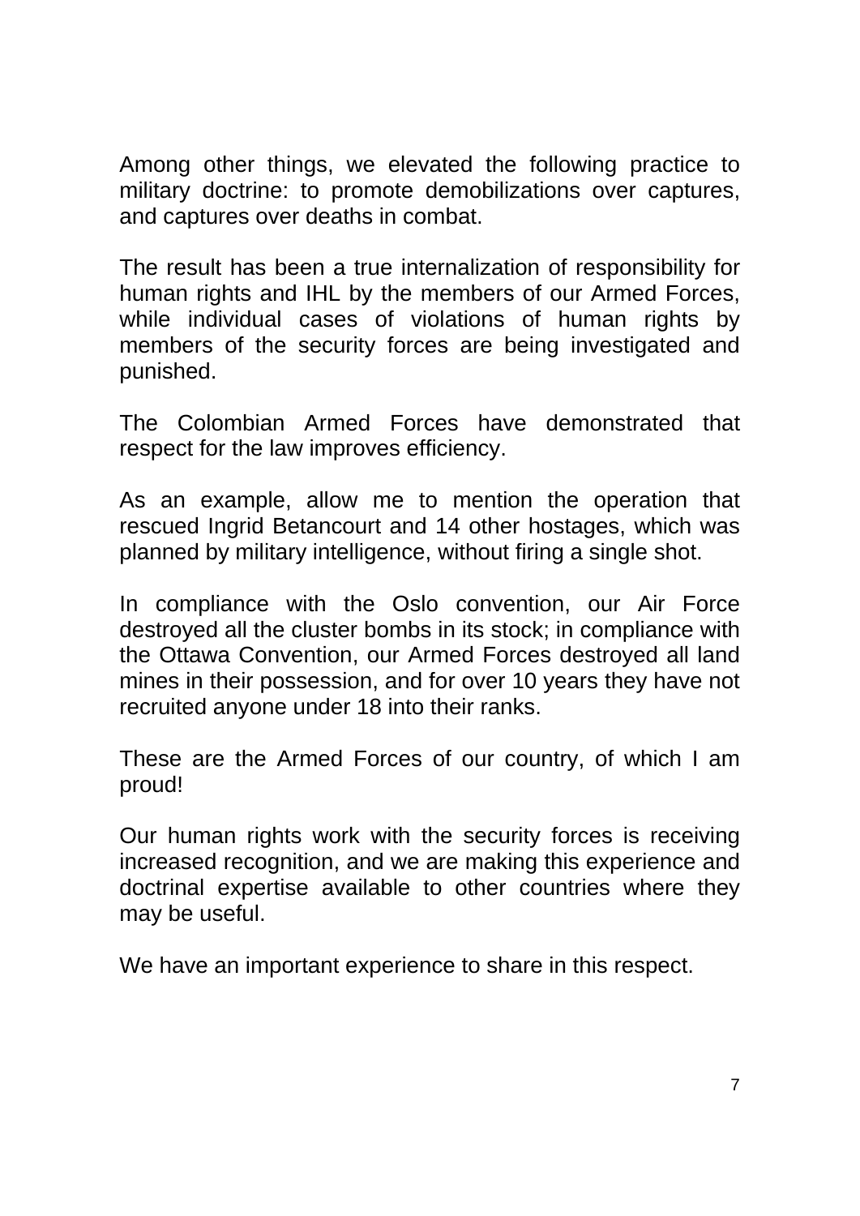Among other things, we elevated the following practice to military doctrine: to promote demobilizations over captures, and captures over deaths in combat.

The result has been a true internalization of responsibility for human rights and IHL by the members of our Armed Forces, while individual cases of violations of human rights by members of the security forces are being investigated and punished.

The Colombian Armed Forces have demonstrated that respect for the law improves efficiency.

As an example, allow me to mention the operation that rescued Ingrid Betancourt and 14 other hostages, which was planned by military intelligence, without firing a single shot.

In compliance with the Oslo convention, our Air Force destroyed all the cluster bombs in its stock; in compliance with the Ottawa Convention, our Armed Forces destroyed all land mines in their possession, and for over 10 years they have not recruited anyone under 18 into their ranks.

These are the Armed Forces of our country, of which I am proud!

Our human rights work with the security forces is receiving increased recognition, and we are making this experience and doctrinal expertise available to other countries where they may be useful.

We have an important experience to share in this respect.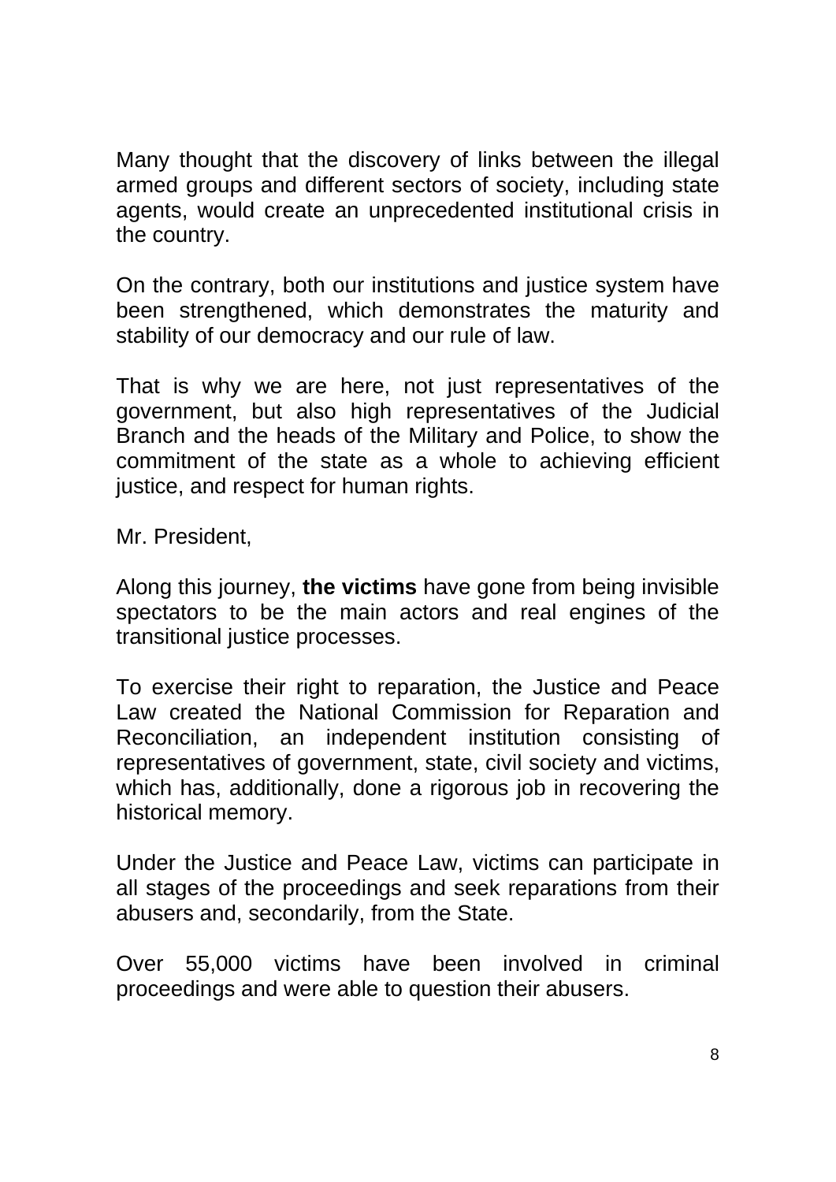Many thought that the discovery of links between the illegal armed groups and different sectors of society, including state agents, would create an unprecedented institutional crisis in the country.

On the contrary, both our institutions and justice system have been strengthened, which demonstrates the maturity and stability of our democracy and our rule of law.

That is why we are here, not just representatives of the government, but also high representatives of the Judicial Branch and the heads of the Military and Police, to show the commitment of the state as a whole to achieving efficient justice, and respect for human rights.

Mr. President,

Along this journey, **the victims** have gone from being invisible spectators to be the main actors and real engines of the transitional justice processes.

To exercise their right to reparation, the Justice and Peace Law created the National Commission for Reparation and Reconciliation, an independent institution consisting of representatives of government, state, civil society and victims, which has, additionally, done a rigorous job in recovering the historical memory.

Under the Justice and Peace Law, victims can participate in all stages of the proceedings and seek reparations from their abusers and, secondarily, from the State.

Over 55,000 victims have been involved in criminal proceedings and were able to question their abusers.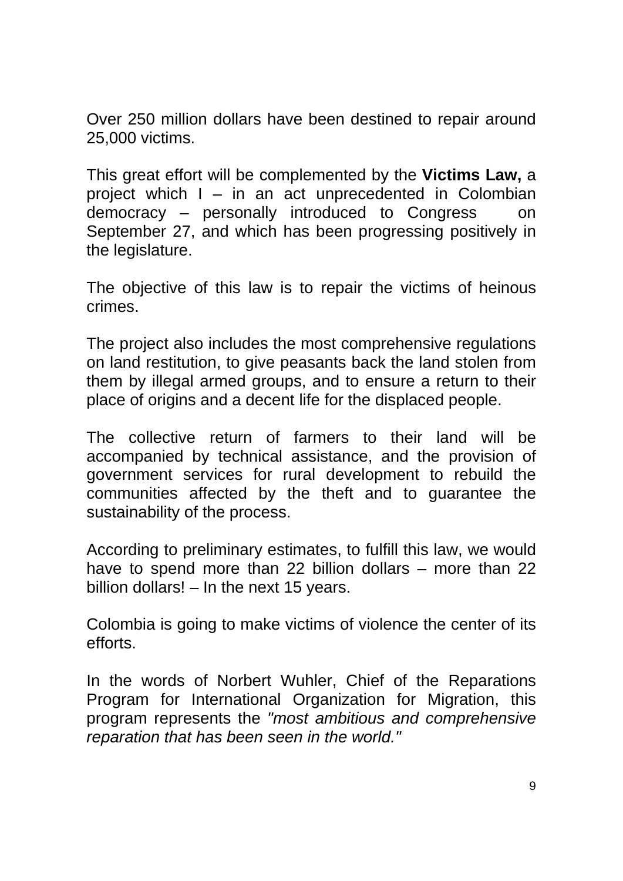Over 250 million dollars have been destined to repair around 25,000 victims.

This great effort will be complemented by the **Victims Law,** a project which I – in an act unprecedented in Colombian democracy – personally introduced to Congress on September 27, and which has been progressing positively in the legislature.

The objective of this law is to repair the victims of heinous crimes.

The project also includes the most comprehensive regulations on land restitution, to give peasants back the land stolen from them by illegal armed groups, and to ensure a return to their place of origins and a decent life for the displaced people.

The collective return of farmers to their land will be accompanied by technical assistance, and the provision of government services for rural development to rebuild the communities affected by the theft and to guarantee the sustainability of the process.

According to preliminary estimates, to fulfill this law, we would have to spend more than 22 billion dollars – more than 22 billion dollars! – In the next 15 years.

Colombia is going to make victims of violence the center of its efforts.

In the words of Norbert Wuhler, Chief of the Reparations Program for International Organization for Migration, this program represents the *"most ambitious and comprehensive reparation that has been seen in the world."*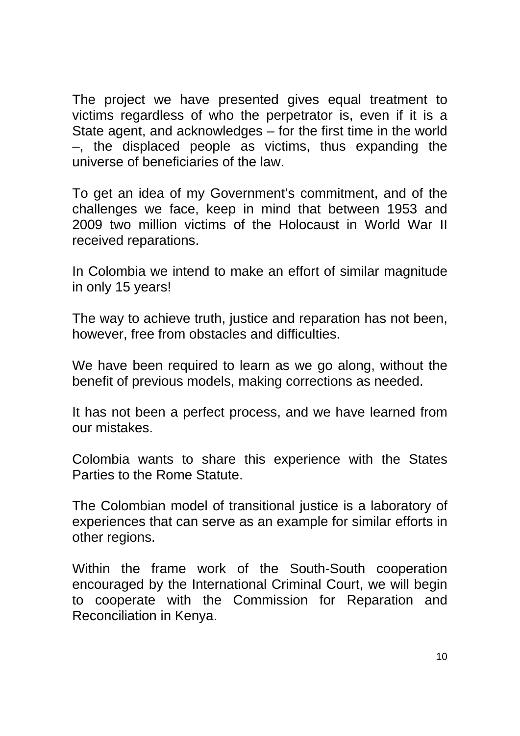The project we have presented gives equal treatment to victims regardless of who the perpetrator is, even if it is a State agent, and acknowledges – for the first time in the world –, the displaced people as victims, thus expanding the universe of beneficiaries of the law.

To get an idea of my Government's commitment, and of the challenges we face, keep in mind that between 1953 and 2009 two million victims of the Holocaust in World War II received reparations.

In Colombia we intend to make an effort of similar magnitude in only 15 years!

The way to achieve truth, justice and reparation has not been, however, free from obstacles and difficulties.

We have been required to learn as we go along, without the benefit of previous models, making corrections as needed.

It has not been a perfect process, and we have learned from our mistakes.

Colombia wants to share this experience with the States Parties to the Rome Statute.

The Colombian model of transitional justice is a laboratory of experiences that can serve as an example for similar efforts in other regions.

Within the frame work of the South-South cooperation encouraged by the International Criminal Court, we will begin to cooperate with the Commission for Reparation and Reconciliation in Kenya.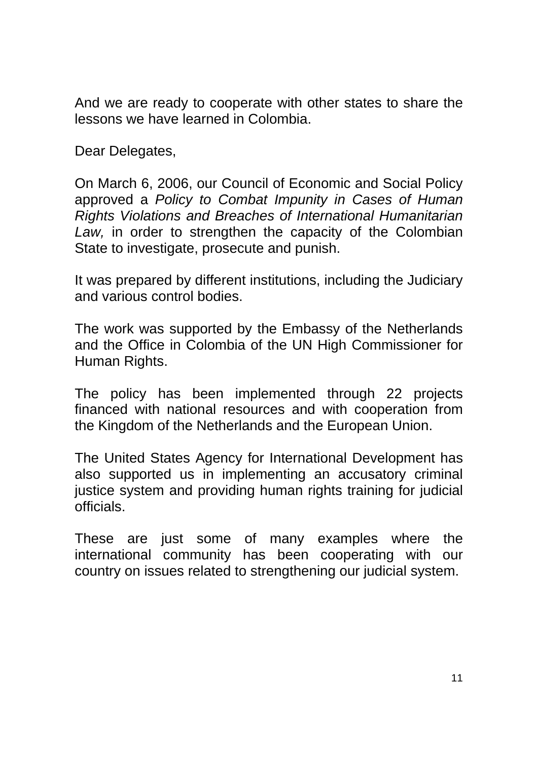And we are ready to cooperate with other states to share the lessons we have learned in Colombia.

Dear Delegates,

On March 6, 2006, our Council of Economic and Social Policy approved a *Policy to Combat Impunity in Cases of Human Rights Violations and Breaches of International Humanitarian Law,* in order to strengthen the capacity of the Colombian State to investigate, prosecute and punish.

It was prepared by different institutions, including the Judiciary and various control bodies.

The work was supported by the Embassy of the Netherlands and the Office in Colombia of the UN High Commissioner for Human Rights.

The policy has been implemented through 22 projects financed with national resources and with cooperation from the Kingdom of the Netherlands and the European Union.

The United States Agency for International Development has also supported us in implementing an accusatory criminal justice system and providing human rights training for judicial officials.

These are just some of many examples where the international community has been cooperating with our country on issues related to strengthening our judicial system.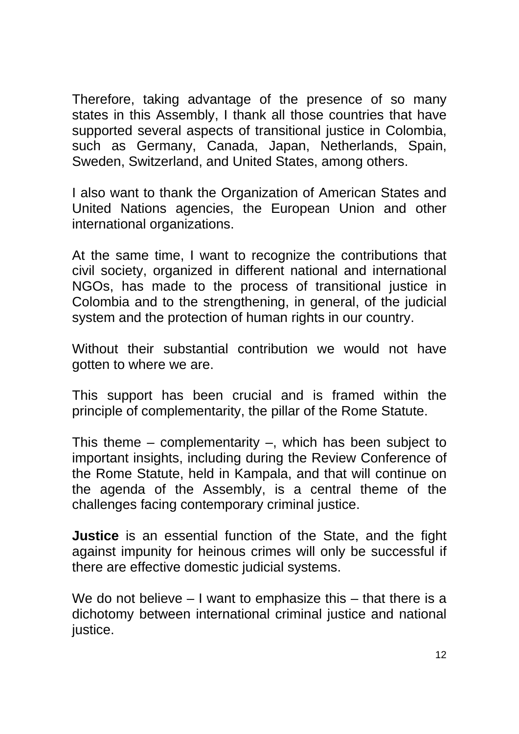Therefore, taking advantage of the presence of so many states in this Assembly, I thank all those countries that have supported several aspects of transitional justice in Colombia, such as Germany, Canada, Japan, Netherlands, Spain, Sweden, Switzerland, and United States, among others.

I also want to thank the Organization of American States and United Nations agencies, the European Union and other international organizations.

At the same time, I want to recognize the contributions that civil society, organized in different national and international NGOs, has made to the process of transitional justice in Colombia and to the strengthening, in general, of the judicial system and the protection of human rights in our country.

Without their substantial contribution we would not have gotten to where we are.

This support has been crucial and is framed within the principle of complementarity, the pillar of the Rome Statute.

This theme – complementarity –, which has been subject to important insights, including during the Review Conference of the Rome Statute, held in Kampala, and that will continue on the agenda of the Assembly, is a central theme of the challenges facing contemporary criminal justice.

**Justice** is an essential function of the State, and the fight against impunity for heinous crimes will only be successful if there are effective domestic judicial systems.

We do not believe – I want to emphasize this – that there is a dichotomy between international criminal justice and national justice.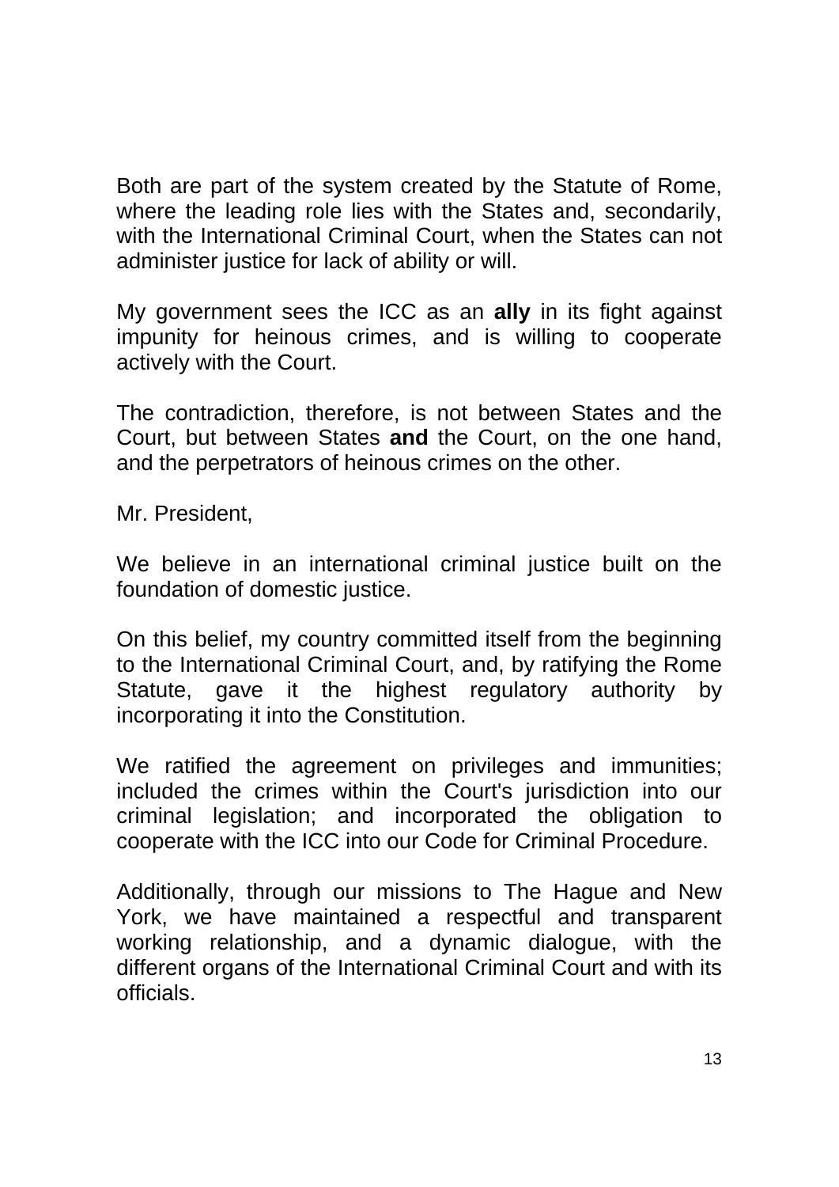Both are part of the system created by the Statute of Rome, where the leading role lies with the States and, secondarily, with the International Criminal Court, when the States can not administer justice for lack of ability or will.

My government sees the ICC as an **ally** in its fight against impunity for heinous crimes, and is willing to cooperate actively with the Court.

The contradiction, therefore, is not between States and the Court, but between States **and** the Court, on the one hand, and the perpetrators of heinous crimes on the other.

Mr. President,

We believe in an international criminal justice built on the foundation of domestic justice.

On this belief, my country committed itself from the beginning to the International Criminal Court, and, by ratifying the Rome Statute, gave it the highest regulatory authority by incorporating it into the Constitution.

We ratified the agreement on privileges and immunities; included the crimes within the Court's jurisdiction into our criminal legislation; and incorporated the obligation to cooperate with the ICC into our Code for Criminal Procedure.

Additionally, through our missions to The Hague and New York, we have maintained a respectful and transparent working relationship, and a dynamic dialogue, with the different organs of the International Criminal Court and with its officials.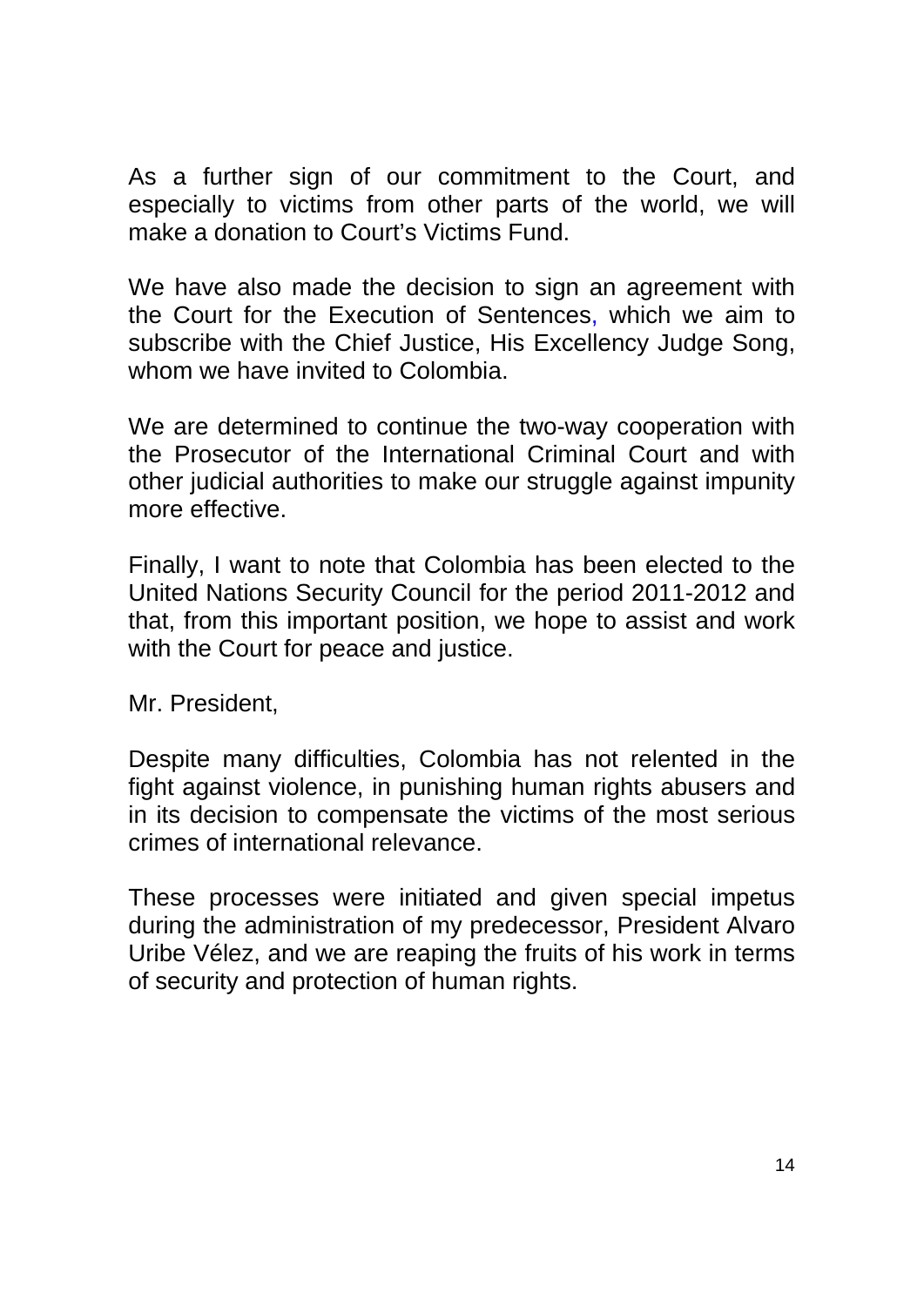As a further sign of our commitment to the Court, and especially to victims from other parts of the world, we will make a donation to Court's Victims Fund.

We have also made the decision to sign an agreement with the Court for the Execution of Sentences, which we aim to subscribe with the Chief Justice, His Excellency Judge Song, whom we have invited to Colombia.

We are determined to continue the two-way cooperation with the Prosecutor of the International Criminal Court and with other judicial authorities to make our struggle against impunity more effective.

Finally, I want to note that Colombia has been elected to the United Nations Security Council for the period 2011-2012 and that, from this important position, we hope to assist and work with the Court for peace and justice.

Mr. President,

Despite many difficulties, Colombia has not relented in the fight against violence, in punishing human rights abusers and in its decision to compensate the victims of the most serious crimes of international relevance.

These processes were initiated and given special impetus during the administration of my predecessor, President Alvaro Uribe Vélez, and we are reaping the fruits of his work in terms of security and protection of human rights.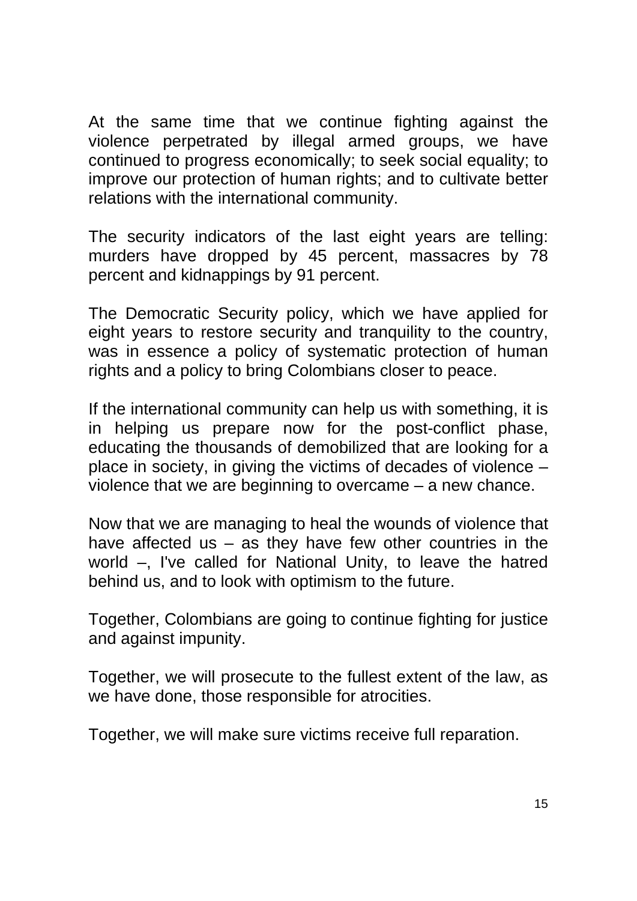At the same time that we continue fighting against the violence perpetrated by illegal armed groups, we have continued to progress economically; to seek social equality; to improve our protection of human rights; and to cultivate better relations with the international community.

The security indicators of the last eight years are telling: murders have dropped by 45 percent, massacres by 78 percent and kidnappings by 91 percent.

The Democratic Security policy, which we have applied for eight years to restore security and tranquility to the country, was in essence a policy of systematic protection of human rights and a policy to bring Colombians closer to peace.

If the international community can help us with something, it is in helping us prepare now for the post-conflict phase, educating the thousands of demobilized that are looking for a place in society, in giving the victims of decades of violence – violence that we are beginning to overcame – a new chance.

Now that we are managing to heal the wounds of violence that have affected us – as they have few other countries in the world –, I've called for National Unity, to leave the hatred behind us, and to look with optimism to the future.

Together, Colombians are going to continue fighting for justice and against impunity.

Together, we will prosecute to the fullest extent of the law, as we have done, those responsible for atrocities.

Together, we will make sure victims receive full reparation.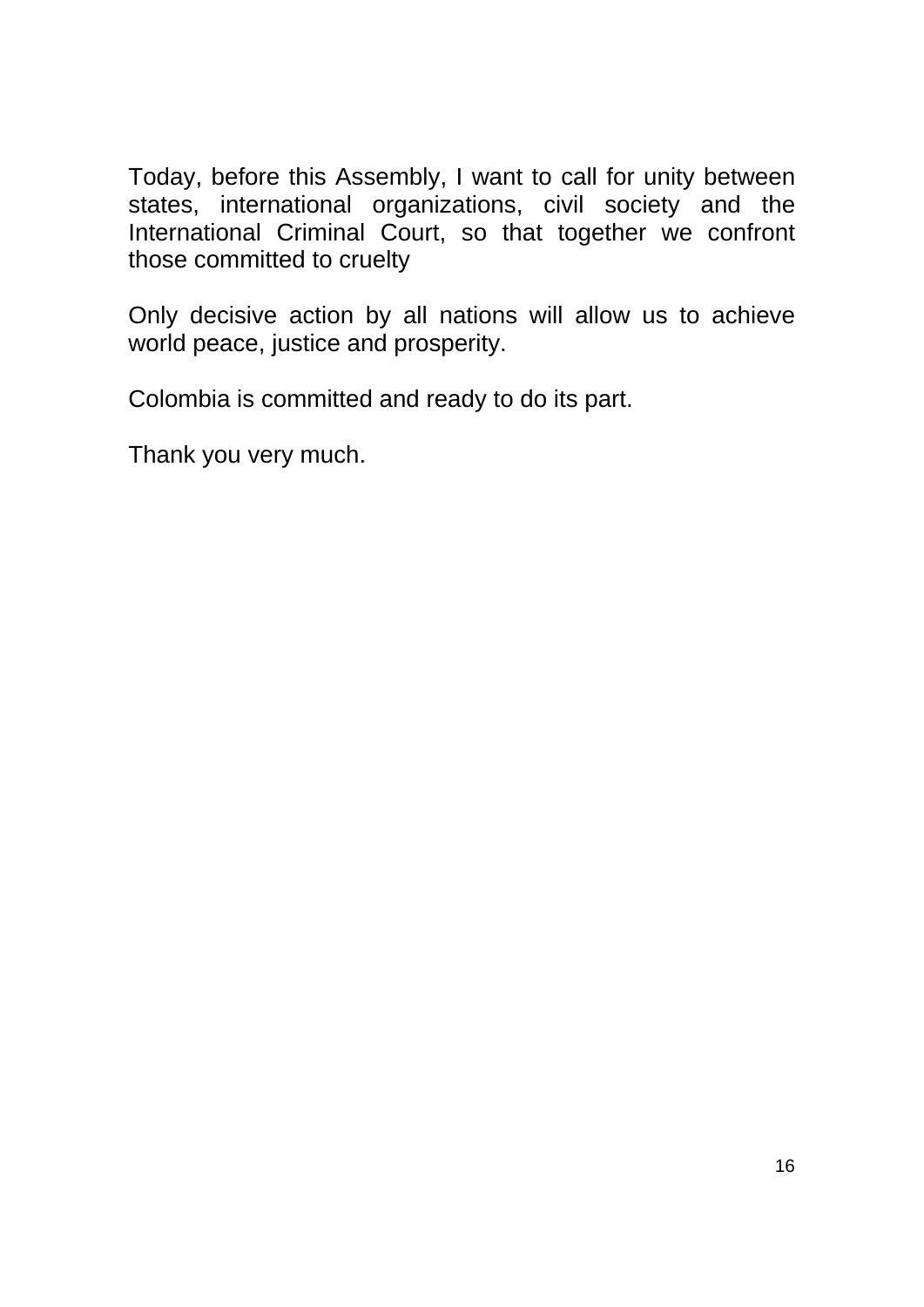Today, before this Assembly, I want to call for unity between states, international organizations, civil society and the International Criminal Court, so that together we confront those committed to cruelty

Only decisive action by all nations will allow us to achieve world peace, justice and prosperity.

Colombia is committed and ready to do its part.

Thank you very much.